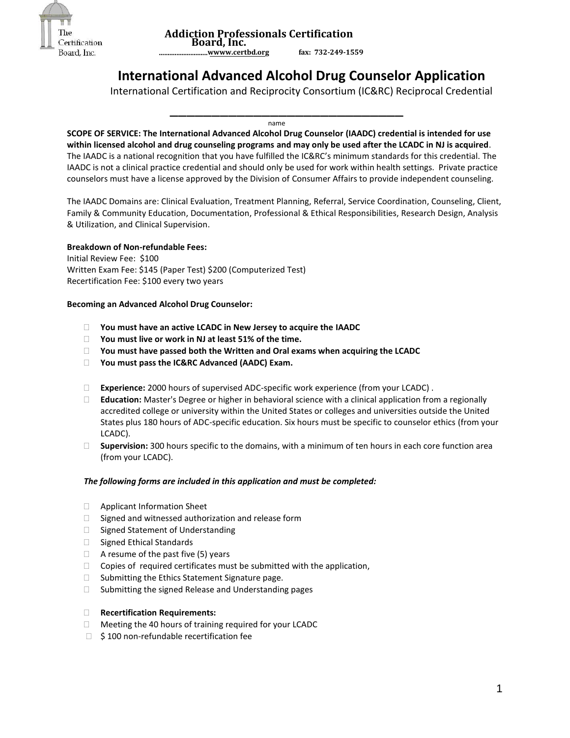The Certification Board, Inc.

**Addiction Professionals Certification Board, Inc.**
**……………………wwww.certbd.org fax: 732-249-1559**

# International Advanced Alcohol Drug Counselor Application

International Certification and Reciprocity Consortium (IC&RC) Reciprocal Credential

\_\_\_\_\_\_\_\_\_\_\_\_\_\_\_\_\_\_\_\_\_\_\_\_\_\_\_\_\_\_\_\_\_\_\_\_\_\_\_\_\_\_
name

**SCOPE OF SERVICE: The International Advanced Alcohol Drug Counselor (IAADC) credential is intended for use within licensed alcohol and drug counseling programs and may only be used after the LCADC in NJ is acquired**. The IAADC is a national recognition that you have fulfilled the IC&RC's minimum standards for this credential. The IAADC is not a clinical practice credential and should only be used for work within health settings. Private practice counselors must have a license approved by the Division of Consumer Affairs to provide independent counseling.

The IAADC Domains are: Clinical Evaluation, Treatment Planning, Referral, Service Coordination, Counseling, Client, Family & Community Education, Documentation, Professional & Ethical Responsibilities, Research Design, Analysis & Utilization, and Clinical Supervision.

**Breakdown of Non-refundable Fees:**
Initial Review Fee: $100
Written Exam Fee: $145 (Paper Test) $200 (Computerized Test)
Recertification Fee: $100 every two years

**Becoming an Advanced Alcohol Drug Counselor:**

- **You must have an active LCADC in New Jersey to acquire the IAADC**
- **You must live or work in NJ at least 51% of the time.**
- **You must have passed both the Written and Oral exams when acquiring the LCADC**
- **You must pass the IC&RC Advanced (AADC) Exam.**

- **Experience:** 2000 hours of supervised ADC-specific work experience (from your LCADC) .
- **Education:** Master's Degree or higher in behavioral science with a clinical application from a regionally accredited college or university within the United States or colleges and universities outside the United States plus 180 hours of ADC-specific education. Six hours must be specific to counselor ethics (from your LCADC).
- **Supervision:** 300 hours specific to the domains, with a minimum of ten hours in each core function area (from your LCADC).

***The following forms are included in this application and must be completed:***

- Applicant Information Sheet
- Signed and witnessed authorization and release form
- Signed Statement of Understanding
- Signed Ethical Standards
- A resume of the past five (5) years
- Copies of required certificates must be submitted with the application,
- Submitting the Ethics Statement Signature page.
- Submitting the signed Release and Understanding pages

- **Recertification Requirements:**
- Meeting the 40 hours of training required for your LCADC
- $ 100 non-refundable recertification fee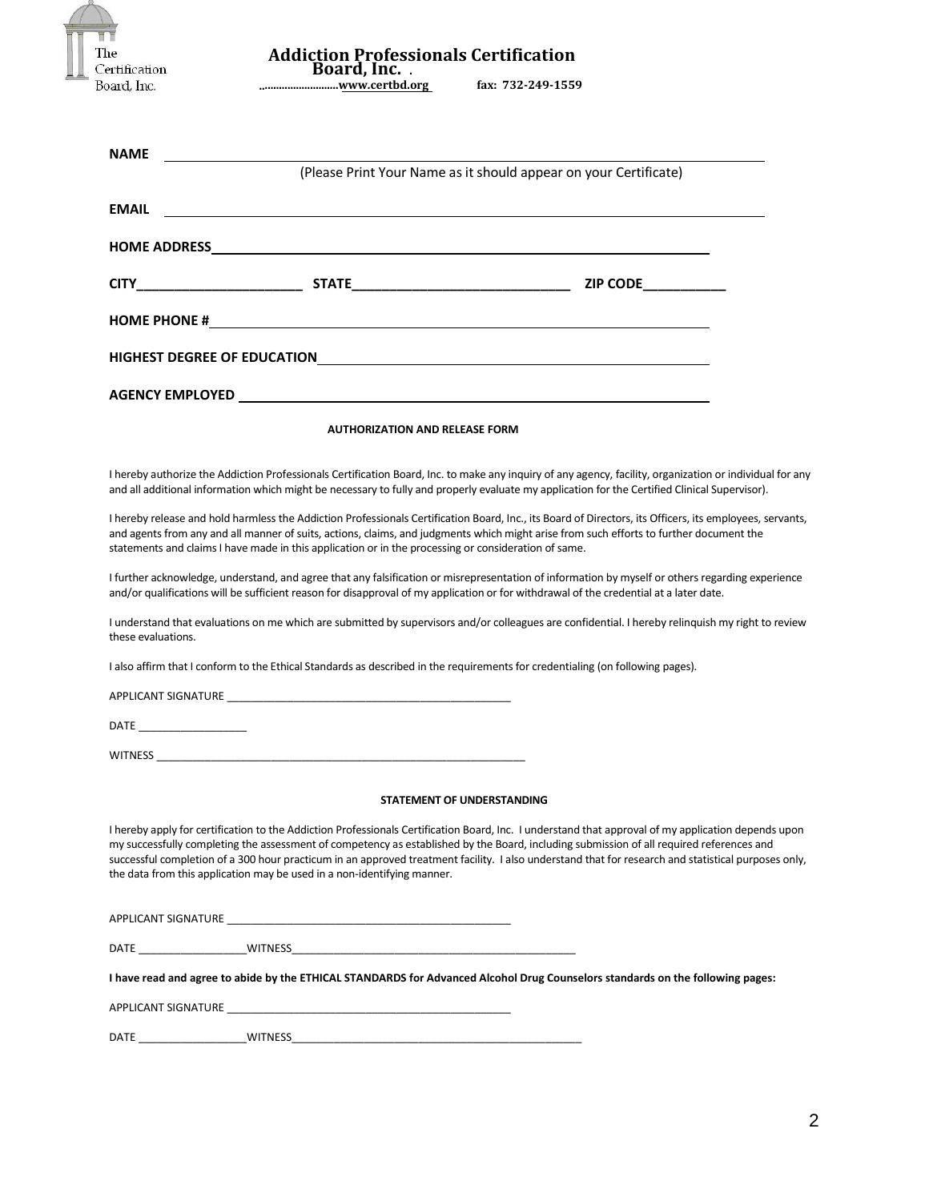# Addiction Professionals Certification Board, Inc.

www.certbd.org fax: 732-249-1559

**NAME** ______________________________________________

(Please Print Your Name as it should appear on your Certificate)

**EMAIL** ______________________________________________

**HOME ADDRESS** ______________________________________________

**CITY**______________________ **STATE**_____________________________ **ZIP CODE**___________

**HOME PHONE #** ______________________________________________

**HIGHEST DEGREE OF EDUCATION** ______________________________________________

**AGENCY EMPLOYED** ______________________________________________

**AUTHORIZATION AND RELEASE FORM**

I hereby authorize the Addiction Professionals Certification Board, Inc. to make any inquiry of any agency, facility, organization or individual for any and all additional information which might be necessary to fully and properly evaluate my application for the Certified Clinical Supervisor).

I hereby release and hold harmless the Addiction Professionals Certification Board, Inc., its Board of Directors, its Officers, its employees, servants, and agents from any and all manner of suits, actions, claims, and judgments which might arise from such efforts to further document the statements and claims I have made in this application or in the processing or consideration of same.

I further acknowledge, understand, and agree that any falsification or misrepresentation of information by myself or others regarding experience and/or qualifications will be sufficient reason for disapproval of my application or for withdrawal of the credential at a later date.

I understand that evaluations on me which are submitted by supervisors and/or colleagues are confidential. I hereby relinquish my right to review these evaluations.

I also affirm that I conform to the Ethical Standards as described in the requirements for credentialing (on following pages).

APPLICANT SIGNATURE ________________________________________________

DATE __________________

WITNESS ________________________________________________________________

**STATEMENT OF UNDERSTANDING**

I hereby apply for certification to the Addiction Professionals Certification Board, Inc. I understand that approval of my application depends upon my successfully completing the assessment of competency as established by the Board, including submission of all required references and successful completion of a 300 hour practicum in an approved treatment facility. I also understand that for research and statistical purposes only, the data from this application may be used in a non-identifying manner.

APPLICANT SIGNATURE ________________________________________________

DATE __________________WITNESS________________________________________________

**I have read and agree to abide by the ETHICAL STANDARDS for Advanced Alcohol Drug Counselors standards on the following pages:**

APPLICANT SIGNATURE ________________________________________________

DATE __________________WITNESS__________________________________________________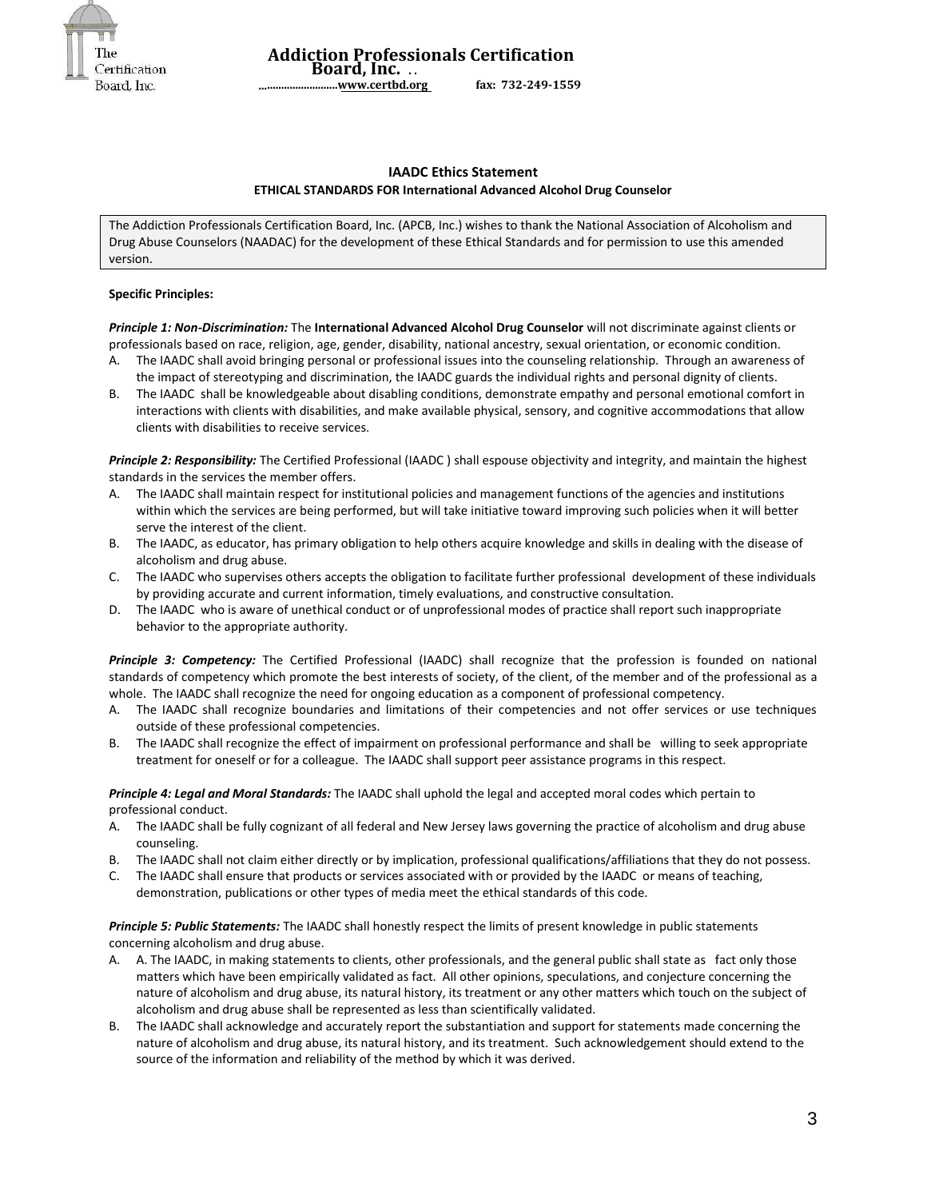**Addiction Professionals Certification Board, Inc.** ..

...........................www.certbd.org fax: 732-249-1559

## IAADC Ethics Statement

### ETHICAL STANDARDS FOR International Advanced Alcohol Drug Counselor

The Addiction Professionals Certification Board, Inc. (APCB, Inc.) wishes to thank the National Association of Alcoholism and Drug Abuse Counselors (NAADAC) for the development of these Ethical Standards and for permission to use this amended version.

**Specific Principles:**

***Principle 1: Non-Discrimination:*** The **International Advanced Alcohol Drug Counselor** will not discriminate against clients or professionals based on race, religion, age, gender, disability, national ancestry, sexual orientation, or economic condition.

A. The IAADC shall avoid bringing personal or professional issues into the counseling relationship. Through an awareness of the impact of stereotyping and discrimination, the IAADC guards the individual rights and personal dignity of clients.

B. The IAADC shall be knowledgeable about disabling conditions, demonstrate empathy and personal emotional comfort in interactions with clients with disabilities, and make available physical, sensory, and cognitive accommodations that allow clients with disabilities to receive services.

***Principle 2: Responsibility:*** The Certified Professional (IAADC ) shall espouse objectivity and integrity, and maintain the highest standards in the services the member offers.

A. The IAADC shall maintain respect for institutional policies and management functions of the agencies and institutions within which the services are being performed, but will take initiative toward improving such policies when it will better serve the interest of the client.

B. The IAADC, as educator, has primary obligation to help others acquire knowledge and skills in dealing with the disease of alcoholism and drug abuse.

C. The IAADC who supervises others accepts the obligation to facilitate further professional development of these individuals by providing accurate and current information, timely evaluations, and constructive consultation.

D. The IAADC who is aware of unethical conduct or of unprofessional modes of practice shall report such inappropriate behavior to the appropriate authority.

***Principle 3: Competency:*** The Certified Professional (IAADC) shall recognize that the profession is founded on national standards of competency which promote the best interests of society, of the client, of the member and of the professional as a whole. The IAADC shall recognize the need for ongoing education as a component of professional competency.

A. The IAADC shall recognize boundaries and limitations of their competencies and not offer services or use techniques outside of these professional competencies.

B. The IAADC shall recognize the effect of impairment on professional performance and shall be willing to seek appropriate treatment for oneself or for a colleague. The IAADC shall support peer assistance programs in this respect.

***Principle 4: Legal and Moral Standards:*** The IAADC shall uphold the legal and accepted moral codes which pertain to professional conduct.

A. The IAADC shall be fully cognizant of all federal and New Jersey laws governing the practice of alcoholism and drug abuse counseling.

B. The IAADC shall not claim either directly or by implication, professional qualifications/affiliations that they do not possess.

C. The IAADC shall ensure that products or services associated with or provided by the IAADC or means of teaching, demonstration, publications or other types of media meet the ethical standards of this code.

***Principle 5: Public Statements:*** The IAADC shall honestly respect the limits of present knowledge in public statements concerning alcoholism and drug abuse.

A. A. The IAADC, in making statements to clients, other professionals, and the general public shall state as fact only those matters which have been empirically validated as fact. All other opinions, speculations, and conjecture concerning the nature of alcoholism and drug abuse, its natural history, its treatment or any other matters which touch on the subject of alcoholism and drug abuse shall be represented as less than scientifically validated.

B. The IAADC shall acknowledge and accurately report the substantiation and support for statements made concerning the nature of alcoholism and drug abuse, its natural history, and its treatment. Such acknowledgement should extend to the source of the information and reliability of the method by which it was derived.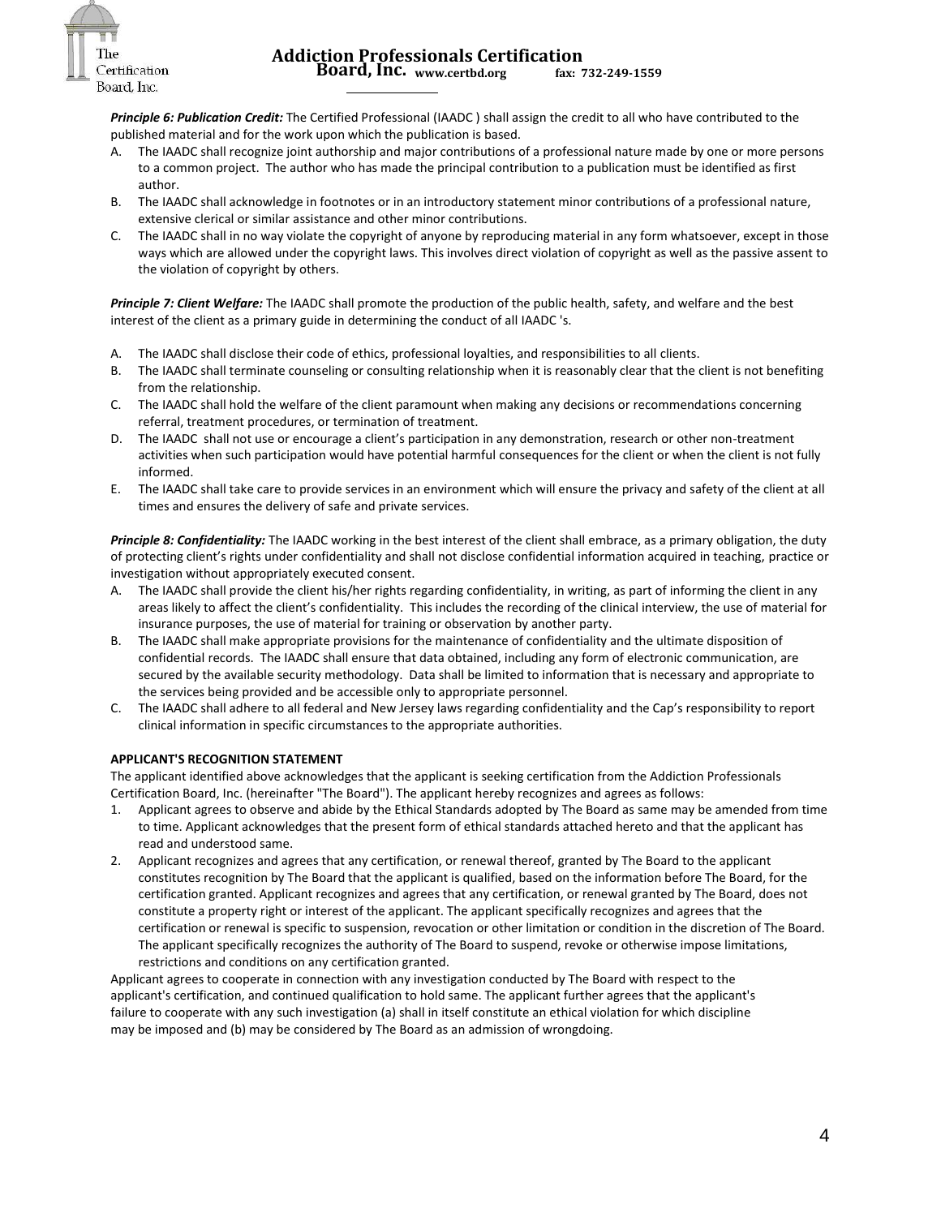***Principle 6: Publication Credit:*** The Certified Professional (IAADC ) shall assign the credit to all who have contributed to the published material and for the work upon which the publication is based.

A. The IAADC shall recognize joint authorship and major contributions of a professional nature made by one or more persons to a common project. The author who has made the principal contribution to a publication must be identified as first author.
B. The IAADC shall acknowledge in footnotes or in an introductory statement minor contributions of a professional nature, extensive clerical or similar assistance and other minor contributions.
C. The IAADC shall in no way violate the copyright of anyone by reproducing material in any form whatsoever, except in those ways which are allowed under the copyright laws. This involves direct violation of copyright as well as the passive assent to the violation of copyright by others.

***Principle 7: Client Welfare:*** The IAADC shall promote the production of the public health, safety, and welfare and the best interest of the client as a primary guide in determining the conduct of all IAADC 's.

A. The IAADC shall disclose their code of ethics, professional loyalties, and responsibilities to all clients.
B. The IAADC shall terminate counseling or consulting relationship when it is reasonably clear that the client is not benefiting from the relationship.
C. The IAADC shall hold the welfare of the client paramount when making any decisions or recommendations concerning referral, treatment procedures, or termination of treatment.
D. The IAADC shall not use or encourage a client's participation in any demonstration, research or other non-treatment activities when such participation would have potential harmful consequences for the client or when the client is not fully informed.
E. The IAADC shall take care to provide services in an environment which will ensure the privacy and safety of the client at all times and ensures the delivery of safe and private services.

***Principle 8: Confidentiality:*** The IAADC working in the best interest of the client shall embrace, as a primary obligation, the duty of protecting client's rights under confidentiality and shall not disclose confidential information acquired in teaching, practice or investigation without appropriately executed consent.

A. The IAADC shall provide the client his/her rights regarding confidentiality, in writing, as part of informing the client in any areas likely to affect the client's confidentiality. This includes the recording of the clinical interview, the use of material for insurance purposes, the use of material for training or observation by another party.
B. The IAADC shall make appropriate provisions for the maintenance of confidentiality and the ultimate disposition of confidential records. The IAADC shall ensure that data obtained, including any form of electronic communication, are secured by the available security methodology. Data shall be limited to information that is necessary and appropriate to the services being provided and be accessible only to appropriate personnel.
C. The IAADC shall adhere to all federal and New Jersey laws regarding confidentiality and the Cap's responsibility to report clinical information in specific circumstances to the appropriate authorities.

**APPLICANT'S RECOGNITION STATEMENT**

The applicant identified above acknowledges that the applicant is seeking certification from the Addiction Professionals Certification Board, Inc. (hereinafter "The Board"). The applicant hereby recognizes and agrees as follows:

1. Applicant agrees to observe and abide by the Ethical Standards adopted by The Board as same may be amended from time to time. Applicant acknowledges that the present form of ethical standards attached hereto and that the applicant has read and understood same.
2. Applicant recognizes and agrees that any certification, or renewal thereof, granted by The Board to the applicant constitutes recognition by The Board that the applicant is qualified, based on the information before The Board, for the certification granted. Applicant recognizes and agrees that any certification, or renewal granted by The Board, does not constitute a property right or interest of the applicant. The applicant specifically recognizes and agrees that the certification or renewal is specific to suspension, revocation or other limitation or condition in the discretion of The Board. The applicant specifically recognizes the authority of The Board to suspend, revoke or otherwise impose limitations, restrictions and conditions on any certification granted.

Applicant agrees to cooperate in connection with any investigation conducted by The Board with respect to the applicant's certification, and continued qualification to hold same. The applicant further agrees that the applicant's failure to cooperate with any such investigation (a) shall in itself constitute an ethical violation for which discipline may be imposed and (b) may be considered by The Board as an admission of wrongdoing.